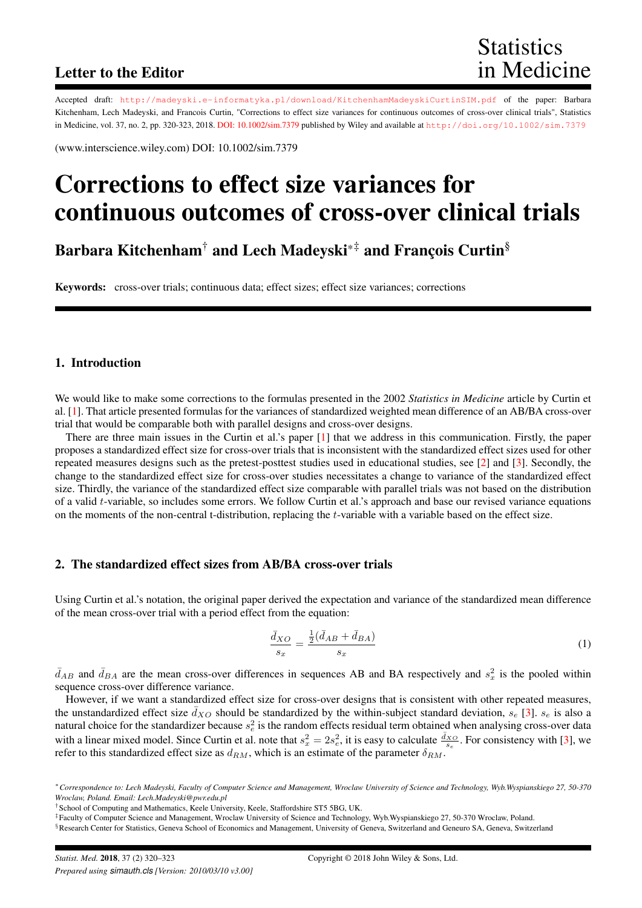**Letter to the Editor**

Statistics in Medicine

Accepted draft: http://madeyski.e-informatyka.pl/download/KitchenhamMadeyskiCurtinSIM.pdf of the paper: Barbara Kitchenham, Lech Madeyski, and Francois Curtin, "Corrections to effect size variances for continuous outcomes of cross-over clinical trials", Statistics in Medicine, vol. 37, no. 2, pp. 320-323, 2018. DOI: 10.1002/sim.7379 published by Wiley and available at http://doi.org/10.1002/sim.7379

(www.interscience.wiley.com) DOI: 10.1002/sim.7379

# Corrections to effect size variances for continuous outcomes of cross-over clinical trials

**Barbara Kitchenham[†] and Lech Madeyski[*‡] and François Curtin[§]**

**Keywords:** cross-over trials; continuous data; effect sizes; effect size variances; corrections

## 1. Introduction

We would like to make some corrections to the formulas presented in the 2002 *Statistics in Medicine* article by Curtin et al. [1]. That article presented formulas for the variances of standardized weighted mean difference of an AB/BA cross-over trial that would be comparable both with parallel designs and cross-over designs.

There are three main issues in the Curtin et al.'s paper [1] that we address in this communication. Firstly, the paper proposes a standardized effect size for cross-over trials that is inconsistent with the standardized effect sizes used for other repeated measures designs such as the pretest-posttest studies used in educational studies, see [2] and [3]. Secondly, the change to the standardized effect size for cross-over studies necessitates a change to variance of the standardized effect size. Thirdly, the variance of the standardized effect size comparable with parallel trials was not based on the distribution of a valid $t$-variable, so includes some errors. We follow Curtin et al.'s approach and base our revised variance equations on the moments of the non-central t-distribution, replacing the $t$-variable with a variable based on the effect size.

## 2. The standardized effect sizes from AB/BA cross-over trials

Using Curtin et al.'s notation, the original paper derived the expectation and variance of the standardized mean difference of the mean cross-over trial with a period effect from the equation:

$$\frac{\bar{d}_{XO}}{s_x} = \frac{\frac{1}{2}(\bar{d}_{AB} + \bar{d}_{BA})}{s_x} \tag{1}$$

$\bar{d}_{AB}$ and $\bar{d}_{BA}$ are the mean cross-over differences in sequences AB and BA respectively and $s_x^2$ is the pooled within sequence cross-over difference variance.

However, if we want a standardized effect size for cross-over designs that is consistent with other repeated measures, the unstandardized effect size $\bar{d}_{XO}$ should be standardized by the within-subject standard deviation, $s_e$ [3]. $s_e$ is also a natural choice for the standardizer because $s_e^2$ is the random effects residual term obtained when analysing cross-over data with a linear mixed model. Since Curtin et al. note that $s_x^2 = 2s_e^2$, it is easy to calculate $\frac{\bar{d}_{XO}}{s_e}$. For consistency with [3], we refer to this standardized effect size as $d_{RM}$, which is an estimate of the parameter $\delta_{RM}$.

[*] *Correspondence to: Lech Madeyski, Faculty of Computer Science and Management, Wroclaw University of Science and Technology, Wyb.Wyspianskiego 27, 50-370 Wroclaw, Poland. Email: Lech.Madeyski@pwr.edu.pl*

[†] School of Computing and Mathematics, Keele University, Keele, Staffordshire ST5 5BG, UK.

[‡] Faculty of Computer Science and Technology, Wroclaw University of Science and Technology, Wyb.Wyspianskiego 27, 50-370 Wroclaw, Poland.

[§] Research Center for Statistics, Geneva School of Economics and Management, University of Geneva, Switzerland and Geneuro SA, Geneva, Switzerland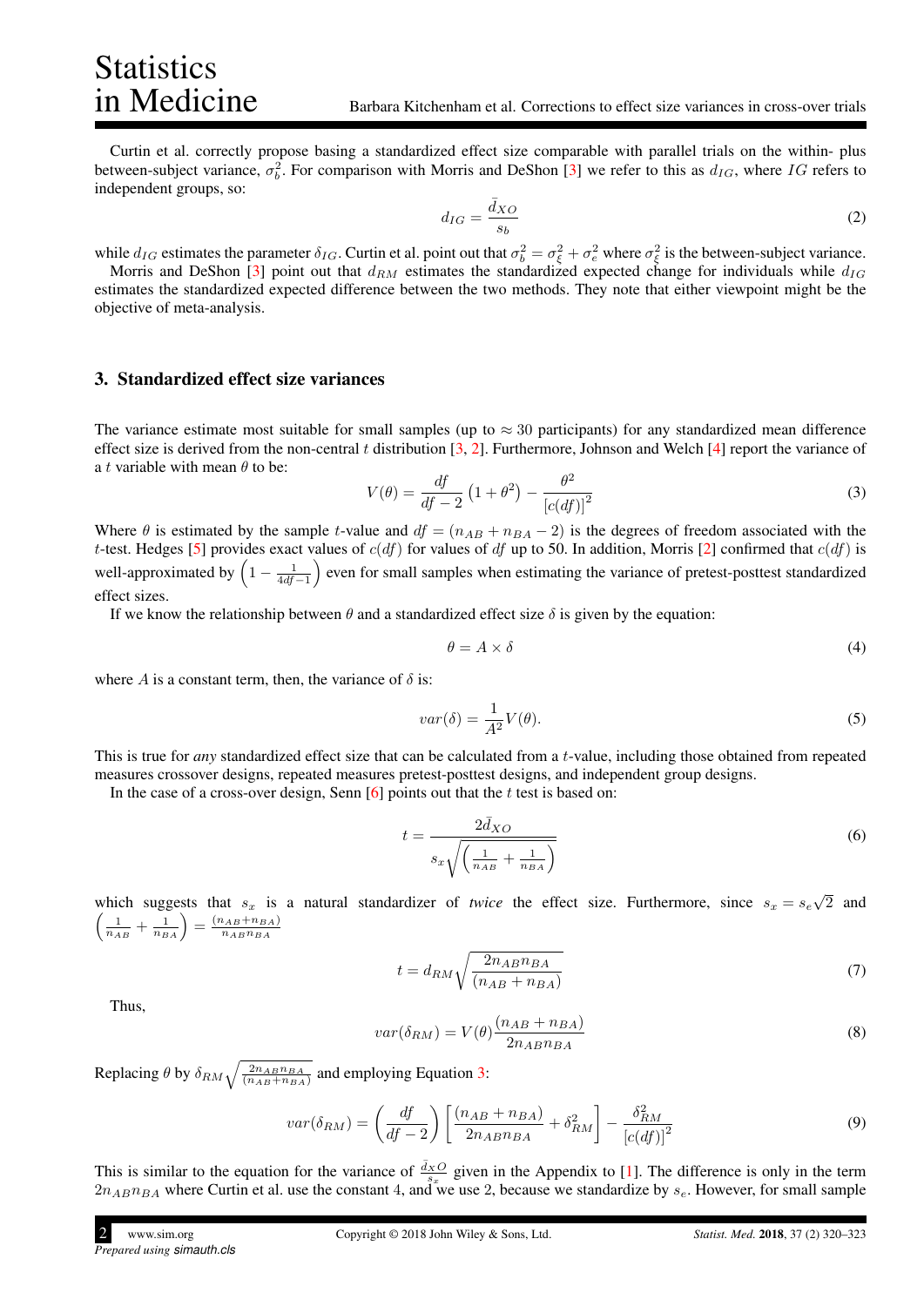Curtin et al. correctly propose basing a standardized effect size comparable with parallel trials on the within- plus between-subject variance, $\sigma_b^2$. For comparison with Morris and DeShon [3] we refer to this as $d_{IG}$, where $IG$ refers to independent groups, so:

$$d_{IG} = \frac{\bar{d}_{XO}}{s_b} \tag{2}$$

while $d_{IG}$ estimates the parameter $\delta_{IG}$. Curtin et al. point out that $\sigma_b^2 = \sigma_\xi^2 + \sigma_e^2$ where $\sigma_\xi^2$ is the between-subject variance.

Morris and DeShon [3] point out that $d_{RM}$ estimates the standardized expected change for individuals while $d_{IG}$ estimates the standardized expected difference between the two methods. They note that either viewpoint might be the objective of meta-analysis.

## 3. Standardized effect size variances

The variance estimate most suitable for small samples (up to $\approx 30$ participants) for any standardized mean difference effect size is derived from the non-central $t$ distribution [3, 2]. Furthermore, Johnson and Welch [4] report the variance of a $t$ variable with mean $\theta$ to be:

$$V(\theta) = \frac{df}{df-2}\left(1+\theta^2\right) - \frac{\theta^2}{\left[c(df)\right]^2} \tag{3}$$

Where $\theta$ is estimated by the sample $t$-value and $df = (n_{AB} + n_{BA} - 2)$ is the degrees of freedom associated with the $t$-test. Hedges [5] provides exact values of $c(df)$ for values of $df$ up to 50. In addition, Morris [2] confirmed that $c(df)$ is well-approximated by $\left(1 - \frac{1}{4df-1}\right)$ even for small samples when estimating the variance of pretest-posttest standardized effect sizes.

If we know the relationship between $\theta$ and a standardized effect size $\delta$ is given by the equation:

$$\theta = A \times \delta \tag{4}$$

where $A$ is a constant term, then, the variance of $\delta$ is:

$$var(\delta) = \frac{1}{A^2}V(\theta). \tag{5}$$

This is true for *any* standardized effect size that can be calculated from a $t$-value, including those obtained from repeated measures crossover designs, repeated measures pretest-posttest designs, and independent group designs.

In the case of a cross-over design, Senn [6] points out that the $t$ test is based on:

$$t = \frac{2\bar{d}_{XO}}{s_x\sqrt{\left(\frac{1}{n_{AB}} + \frac{1}{n_{BA}}\right)}} \tag{6}$$

which suggests that $s_x$ is a natural standardizer of *twice* the effect size. Furthermore, since $s_x = s_e\sqrt{2}$ and $\left(\frac{1}{n_{AB}} + \frac{1}{n_{BA}}\right) = \frac{(n_{AB}+n_{BA})}{n_{AB}n_{BA}}$

$$t = d_{RM}\sqrt{\frac{2n_{AB}n_{BA}}{(n_{AB}+n_{BA})}} \tag{7}$$

Thus,

$$var(\delta_{RM}) = V(\theta)\frac{(n_{AB}+n_{BA})}{2n_{AB}n_{BA}} \tag{8}$$

Replacing $\theta$ by $\delta_{RM}\sqrt{\frac{2n_{AB}n_{BA}}{(n_{AB}+n_{BA})}}$ and employing Equation 3:

$$var(\delta_{RM}) = \left(\frac{df}{df-2}\right)\left[\frac{(n_{AB}+n_{BA})}{2n_{AB}n_{BA}} + \delta_{RM}^2\right] - \frac{\delta_{RM}^2}{\left[c(df)\right]^2} \tag{9}$$

This is similar to the equation for the variance of $\frac{\bar{d}_{XO}}{s_x}$ given in the Appendix to [1]. The difference is only in the term $2n_{AB}n_{BA}$ where Curtin et al. use the constant 4, and we use 2, because we standardize by $s_e$. However, for small sample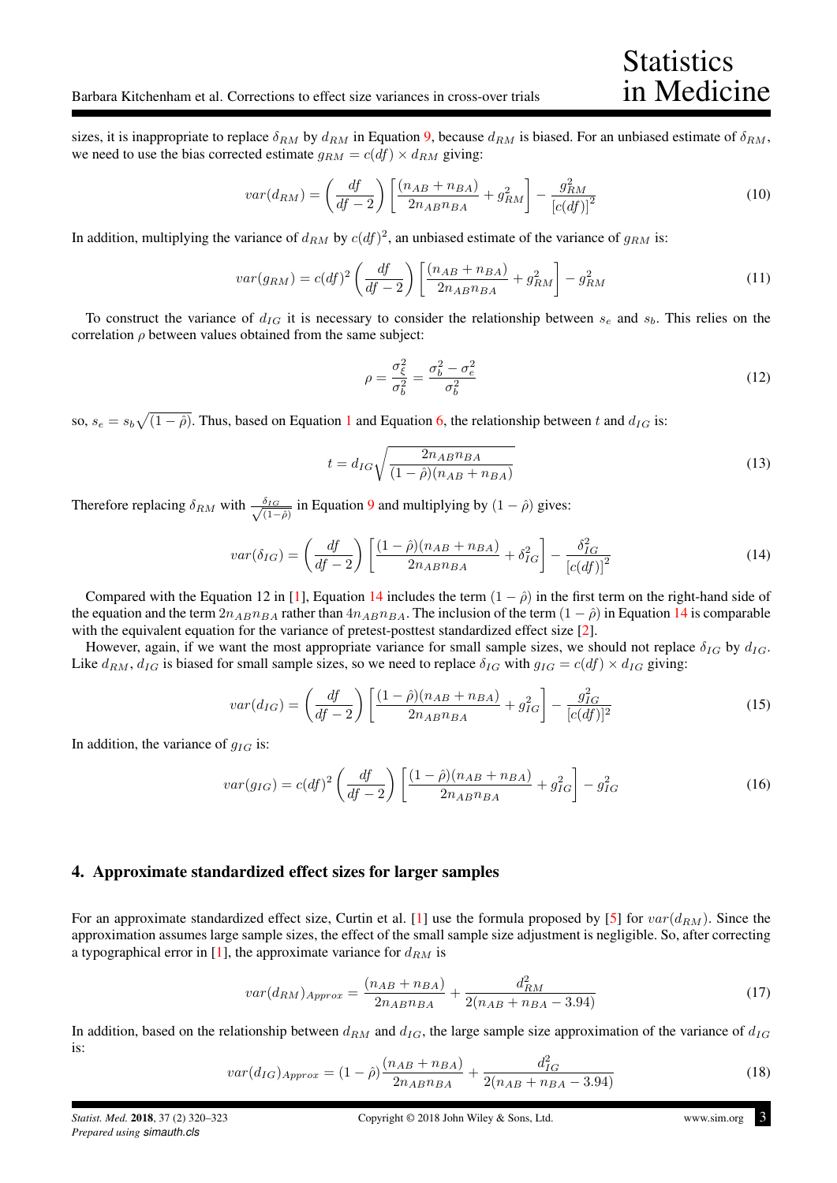sizes, it is inappropriate to replace $\delta_{RM}$ by $d_{RM}$ in Equation 9, because $d_{RM}$ is biased. For an unbiased estimate of $\delta_{RM}$, we need to use the bias corrected estimate $g_{RM} = c(df) \times d_{RM}$ giving:

$$var(d_{RM}) = \left(\frac{df}{df-2}\right)\left[\frac{(n_{AB}+n_{BA})}{2n_{AB}n_{BA}} + g_{RM}^2\right] - \frac{g_{RM}^2}{[c(df)]^2} \tag{10}$$

In addition, multiplying the variance of $d_{RM}$ by $c(df)^2$, an unbiased estimate of the variance of $g_{RM}$ is:

$$var(g_{RM}) = c(df)^2\left(\frac{df}{df-2}\right)\left[\frac{(n_{AB}+n_{BA})}{2n_{AB}n_{BA}} + g_{RM}^2\right] - g_{RM}^2 \tag{11}$$

To construct the variance of $d_{IG}$ it is necessary to consider the relationship between $s_e$ and $s_b$. This relies on the correlation $\rho$ between values obtained from the same subject:

$$\rho = \frac{\sigma_\xi^2}{\sigma_b^2} = \frac{\sigma_b^2 - \sigma_e^2}{\sigma_b^2} \tag{12}$$

so, $s_e = s_b\sqrt{(1-\hat{\rho})}$. Thus, based on Equation 1 and Equation 6, the relationship between $t$ and $d_{IG}$ is:

$$t = d_{IG}\sqrt{\frac{2n_{AB}n_{BA}}{(1-\hat{\rho})(n_{AB}+n_{BA})}} \tag{13}$$

Therefore replacing $\delta_{RM}$ with $\frac{\delta_{IG}}{\sqrt{(1-\hat{\rho})}}$ in Equation 9 and multiplying by $(1-\hat{\rho})$ gives:

$$var(\delta_{IG}) = \left(\frac{df}{df-2}\right)\left[\frac{(1-\hat{\rho})(n_{AB}+n_{BA})}{2n_{AB}n_{BA}} + \delta_{IG}^2\right] - \frac{\delta_{IG}^2}{[c(df)]^2} \tag{14}$$

Compared with the Equation 12 in [1], Equation 14 includes the term $(1-\hat{\rho})$ in the first term on the right-hand side of the equation and the term $2n_{AB}n_{BA}$ rather than $4n_{AB}n_{BA}$. The inclusion of the term $(1-\hat{\rho})$ in Equation 14 is comparable with the equivalent equation for the variance of pretest-posttest standardized effect size [2].

However, again, if we want the most appropriate variance for small sample sizes, we should not replace $\delta_{IG}$ by $d_{IG}$. Like $d_{RM}$, $d_{IG}$ is biased for small sample sizes, so we need to replace $\delta_{IG}$ with $g_{IG} = c(df) \times d_{IG}$ giving:

$$var(d_{IG}) = \left(\frac{df}{df-2}\right)\left[\frac{(1-\hat{\rho})(n_{AB}+n_{BA})}{2n_{AB}n_{BA}} + g_{IG}^2\right] - \frac{g_{IG}^2}{[c(df)]^2} \tag{15}$$

In addition, the variance of $g_{IG}$ is:

$$var(g_{IG}) = c(df)^2\left(\frac{df}{df-2}\right)\left[\frac{(1-\hat{\rho})(n_{AB}+n_{BA})}{2n_{AB}n_{BA}} + g_{IG}^2\right] - g_{IG}^2 \tag{16}$$

## 4. Approximate standardized effect sizes for larger samples

For an approximate standardized effect size, Curtin et al. [1] use the formula proposed by [5] for $var(d_{RM})$. Since the approximation assumes large sample sizes, the effect of the small sample size adjustment is negligible. So, after correcting a typographical error in [1], the approximate variance for $d_{RM}$ is

$$var(d_{RM})_{Approx} = \frac{(n_{AB}+n_{BA})}{2n_{AB}n_{BA}} + \frac{d_{RM}^2}{2(n_{AB}+n_{BA}-3.94)} \tag{17}$$

In addition, based on the relationship between $d_{RM}$ and $d_{IG}$, the large sample size approximation of the variance of $d_{IG}$ is:

$$var(d_{IG})_{Approx} = (1-\hat{\rho})\frac{(n_{AB}+n_{BA})}{2n_{AB}n_{BA}} + \frac{d_{IG}^2}{2(n_{AB}+n_{BA}-3.94)} \tag{18}$$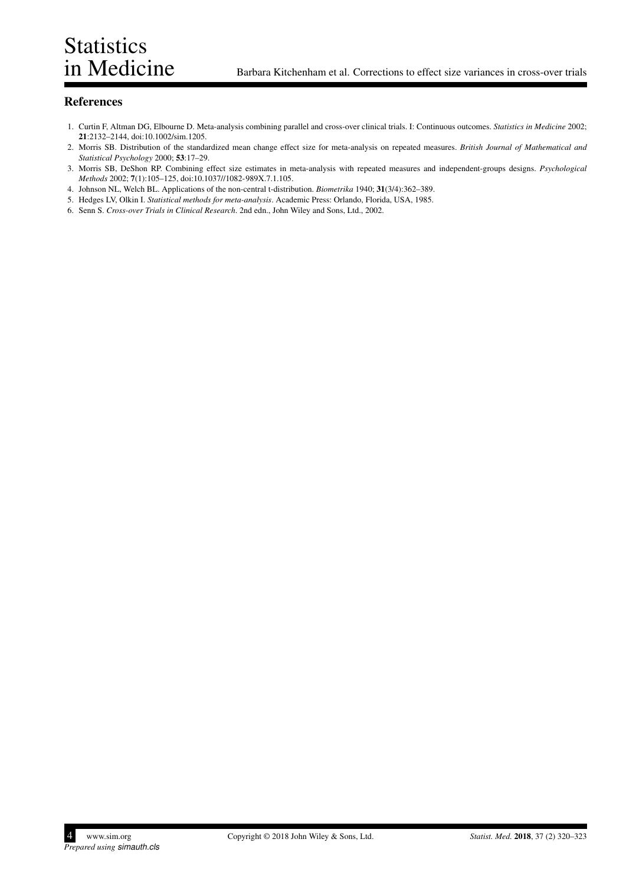## References

1. Curtin F, Altman DG, Elbourne D. Meta-analysis combining parallel and cross-over clinical trials. I: Continuous outcomes. *Statistics in Medicine* 2002; **21**:2132–2144, doi:10.1002/sim.1205.
2. Morris SB. Distribution of the standardized mean change effect size for meta-analysis on repeated measures. *British Journal of Mathematical and Statistical Psychology* 2000; **53**:17–29.
3. Morris SB, DeShon RP. Combining effect size estimates in meta-analysis with repeated measures and independent-groups designs. *Psychological Methods* 2002; **7**(1):105–125, doi:10.1037//1082-989X.7.1.105.
4. Johnson NL, Welch BL. Applications of the non-central t-distribution. *Biometrika* 1940; **31**(3/4):362–389.
5. Hedges LV, Olkin I. *Statistical methods for meta-analysis*. Academic Press: Orlando, Florida, USA, 1985.
6. Senn S. *Cross-over Trials in Clinical Research*. 2nd edn., John Wiley and Sons, Ltd., 2002.